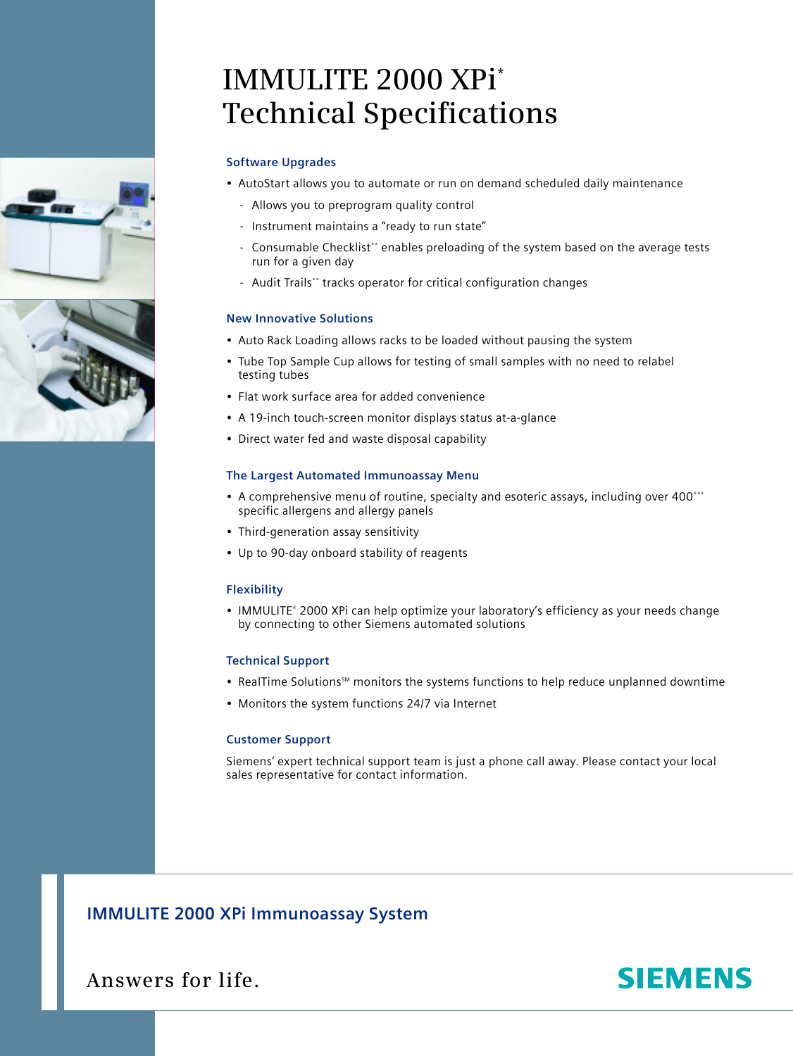# IMMULITE 2000 XPi*
# Technical Specifications

### Software Upgrades

- AutoStart allows you to automate or run on demand scheduled daily maintenance
  - Allows you to preprogram quality control
  - Instrument maintains a "ready to run state"
  - Consumable Checklist** enables preloading of the system based on the average tests run for a given day
  - Audit Trails** tracks operator for critical configuration changes

### New Innovative Solutions

- Auto Rack Loading allows racks to be loaded without pausing the system
- Tube Top Sample Cup allows for testing of small samples with no need to relabel testing tubes
- Flat work surface area for added convenience
- A 19-inch touch-screen monitor displays status at-a-glance
- Direct water fed and waste disposal capability

### The Largest Automated Immunoassay Menu

- A comprehensive menu of routine, specialty and esoteric assays, including over 400*** specific allergens and allergy panels
- Third-generation assay sensitivity
- Up to 90-day onboard stability of reagents

### Flexibility

- IMMULITE® 2000 XPi can help optimize your laboratory's efficiency as your needs change by connecting to other Siemens automated solutions

### Technical Support

- RealTime Solutions℠ monitors the systems functions to help reduce unplanned downtime
- Monitors the system functions 24/7 via Internet

### Customer Support

Siemens' expert technical support team is just a phone call away. Please contact your local sales representative for contact information.

## IMMULITE 2000 XPi Immunoassay System

Answers for life.

SIEMENS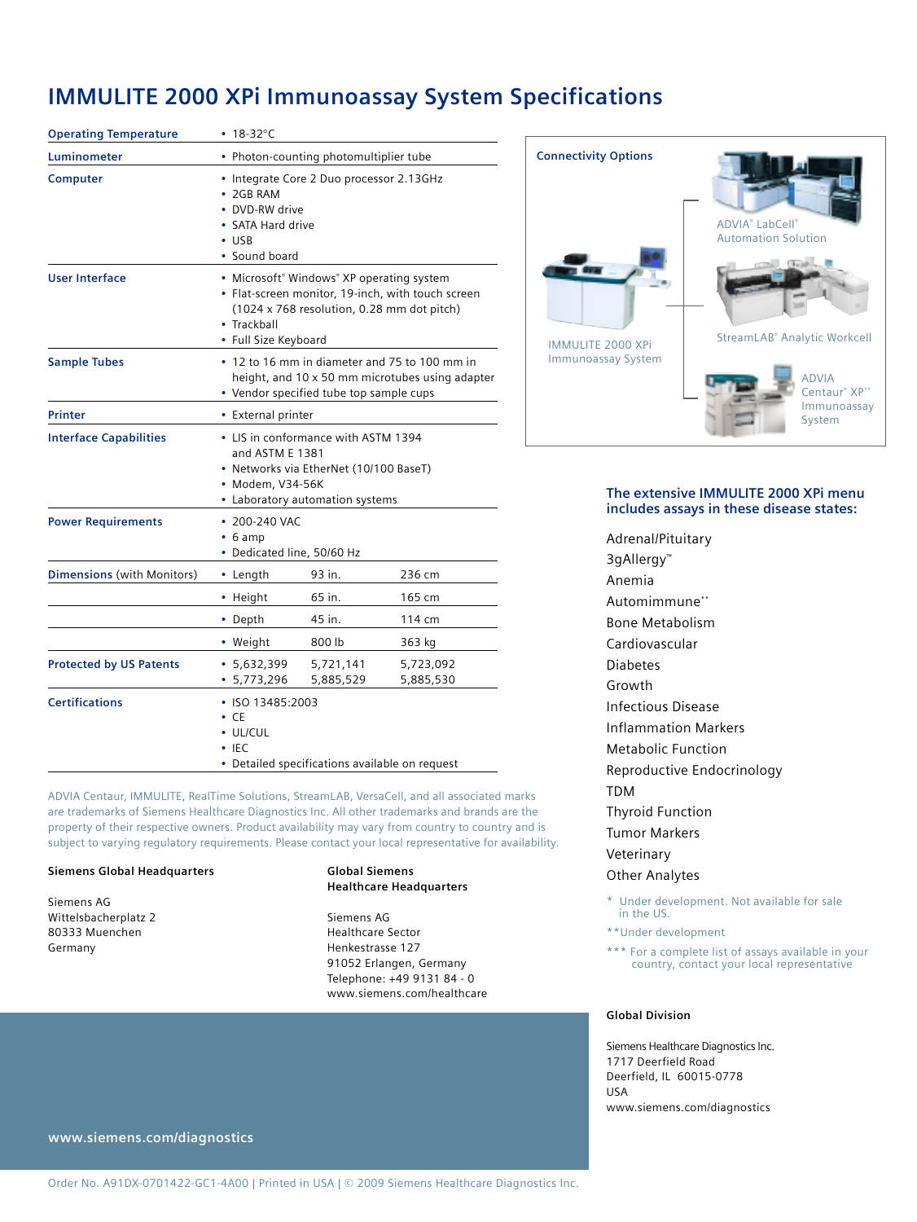# IMMULITE 2000 XPi Immunoassay System Specifications

| | | | |
|---|---|---|---|
| **Operating Temperature** | • 18-32°C | | |
| **Luminometer** | • Photon-counting photomultiplier tube | | |
| **Computer** | • Integrate Core 2 Duo processor 2.13GHz<br>• 2GB RAM<br>• DVD-RW drive<br>• SATA Hard drive<br>• USB<br>• Sound board | | |
| **User Interface** | • Microsoft® Windows® XP operating system<br>• Flat-screen monitor, 19-inch, with touch screen (1024 x 768 resolution, 0.28 mm dot pitch)<br>• Trackball<br>• Full Size Keyboard | | |
| **Sample Tubes** | • 12 to 16 mm in diameter and 75 to 100 mm in height, and 10 x 50 mm microtubes using adapter<br>• Vendor specified tube top sample cups | | |
| **Printer** | • External printer | | |
| **Interface Capabilities** | • LIS in conformance with ASTM 1394 and ASTM E 1381<br>• Networks via EtherNet (10/100 BaseT)<br>• Modem, V34-56K<br>• Laboratory automation systems | | |
| **Power Requirements** | • 200-240 VAC<br>• 6 amp<br>• Dedicated line, 50/60 Hz | | |
| **Dimensions** (with Monitors) | • Length | 93 in. | 236 cm |
| | • Height | 65 in. | 165 cm |
| | • Depth | 45 in. | 114 cm |
| | • Weight | 800 lb | 363 kg |
| **Protected by US Patents** | • 5,632,399<br>• 5,773,296 | 5,721,141<br>5,885,529 | 5,723,092<br>5,885,530 |
| **Certifications** | • ISO 13485:2003<br>• CE<br>• UL/CUL<br>• IEC<br>• Detailed specifications available on request | | |

**Connectivity Options**

IMMULITE 2000 XPi Immunoassay System

ADVIA® LabCell® Automation Solution

StreamLAB® Analytic Workcell

ADVIA Centaur® XP** Immunoassay System

**The extensive IMMULITE 2000 XPi menu includes assays in these disease states:**

Adrenal/Pituitary
3gAllergy™
Anemia
Automimmune**
Bone Metabolism
Cardiovascular
Diabetes
Growth
Infectious Disease
Inflammation Markers
Metabolic Function
Reproductive Endocrinology
TDM
Thyroid Function
Tumor Markers
Veterinary
Other Analytes

\* Under development. Not available for sale in the US.

** Under development

*** For a complete list of assays available in your country, contact your local representative

ADVIA Centaur, IMMULITE, RealTime Solutions, StreamLAB, VersaCell, and all associated marks are trademarks of Siemens Healthcare Diagnostics Inc. All other trademarks and brands are the property of their respective owners. Product availability may vary from country to country and is subject to varying regulatory requirements. Please contact your local representative for availability.

**Siemens Global Headquarters**

Siemens AG
Wittelsbacherplatz 2
80333 Muenchen
Germany

**Global Siemens Healthcare Headquarters**

Siemens AG
Healthcare Sector
Henkestrasse 127
91052 Erlangen, Germany
Telephone: +49 9131 84 - 0
www.siemens.com/healthcare

**Global Division**

Siemens Healthcare Diagnostics Inc.
1717 Deerfield Road
Deerfield, IL 60015-0778
USA
www.siemens.com/diagnostics

**www.siemens.com/diagnostics**

Order No. A91DX-0701422-GC1-4A00 | Printed in USA | © 2009 Siemens Healthcare Diagnostics Inc.